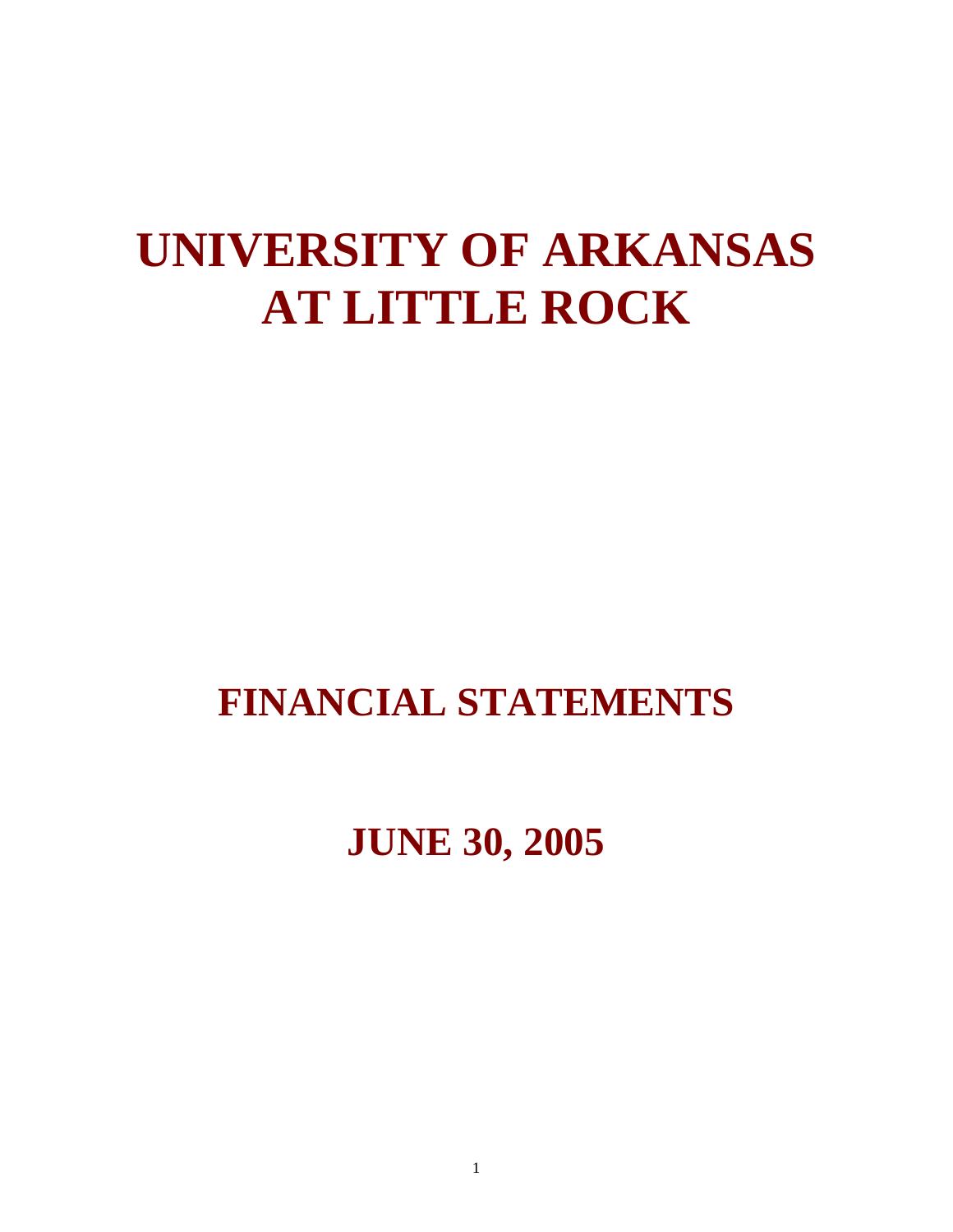# UNIVERSITY OF ARKANSAS AT LITTLE ROCK

## FINANCIAL STATEMENTS

## JUNE 30, 2005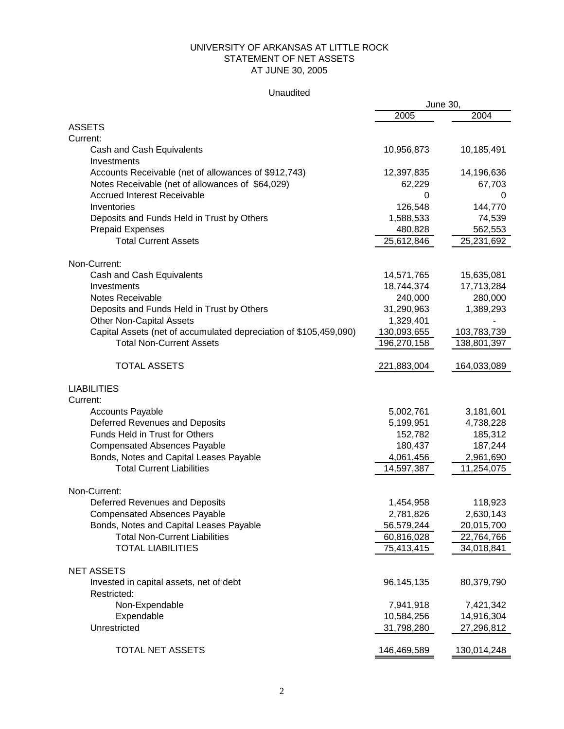UNIVERSITY OF ARKANSAS AT LITTLE ROCK
STATEMENT OF NET ASSETS
AT JUNE 30, 2005

Unaudited

| | June 30, 2005 | June 30, 2004 |
|---|---|---|
| **ASSETS** | | |
| Current: | | |
| Cash and Cash Equivalents | 10,956,873 | 10,185,491 |
| Investments | | |
| Accounts Receivable (net of allowances of $912,743) | 12,397,835 | 14,196,636 |
| Notes Receivable (net of allowances of $64,029) | 62,229 | 67,703 |
| Accrued Interest Receivable | 0 | 0 |
| Inventories | 126,548 | 144,770 |
| Deposits and Funds Held in Trust by Others | 1,588,533 | 74,539 |
| Prepaid Expenses | 480,828 | 562,553 |
| Total Current Assets | 25,612,846 | 25,231,692 |
| Non-Current: | | |
| Cash and Cash Equivalents | 14,571,765 | 15,635,081 |
| Investments | 18,744,374 | 17,713,284 |
| Notes Receivable | 240,000 | 280,000 |
| Deposits and Funds Held in Trust by Others | 31,290,963 | 1,389,293 |
| Other Non-Capital Assets | 1,329,401 | - |
| Capital Assets (net of accumulated depreciation of $105,459,090) | 130,093,655 | 103,783,739 |
| Total Non-Current Assets | 196,270,158 | 138,801,397 |
| TOTAL ASSETS | 221,883,004 | 164,033,089 |
| **LIABILITIES** | | |
| Current: | | |
| Accounts Payable | 5,002,761 | 3,181,601 |
| Deferred Revenues and Deposits | 5,199,951 | 4,738,228 |
| Funds Held in Trust for Others | 152,782 | 185,312 |
| Compensated Absences Payable | 180,437 | 187,244 |
| Bonds, Notes and Capital Leases Payable | 4,061,456 | 2,961,690 |
| Total Current Liabilities | 14,597,387 | 11,254,075 |
| Non-Current: | | |
| Deferred Revenues and Deposits | 1,454,958 | 118,923 |
| Compensated Absences Payable | 2,781,826 | 2,630,143 |
| Bonds, Notes and Capital Leases Payable | 56,579,244 | 20,015,700 |
| Total Non-Current Liabilities | 60,816,028 | 22,764,766 |
| TOTAL LIABILITIES | 75,413,415 | 34,018,841 |
| **NET ASSETS** | | |
| Invested in capital assets, net of debt | 96,145,135 | 80,379,790 |
| Restricted: | | |
| Non-Expendable | 7,941,918 | 7,421,342 |
| Expendable | 10,584,256 | 14,916,304 |
| Unrestricted | 31,798,280 | 27,296,812 |
| TOTAL NET ASSETS | 146,469,589 | 130,014,248 |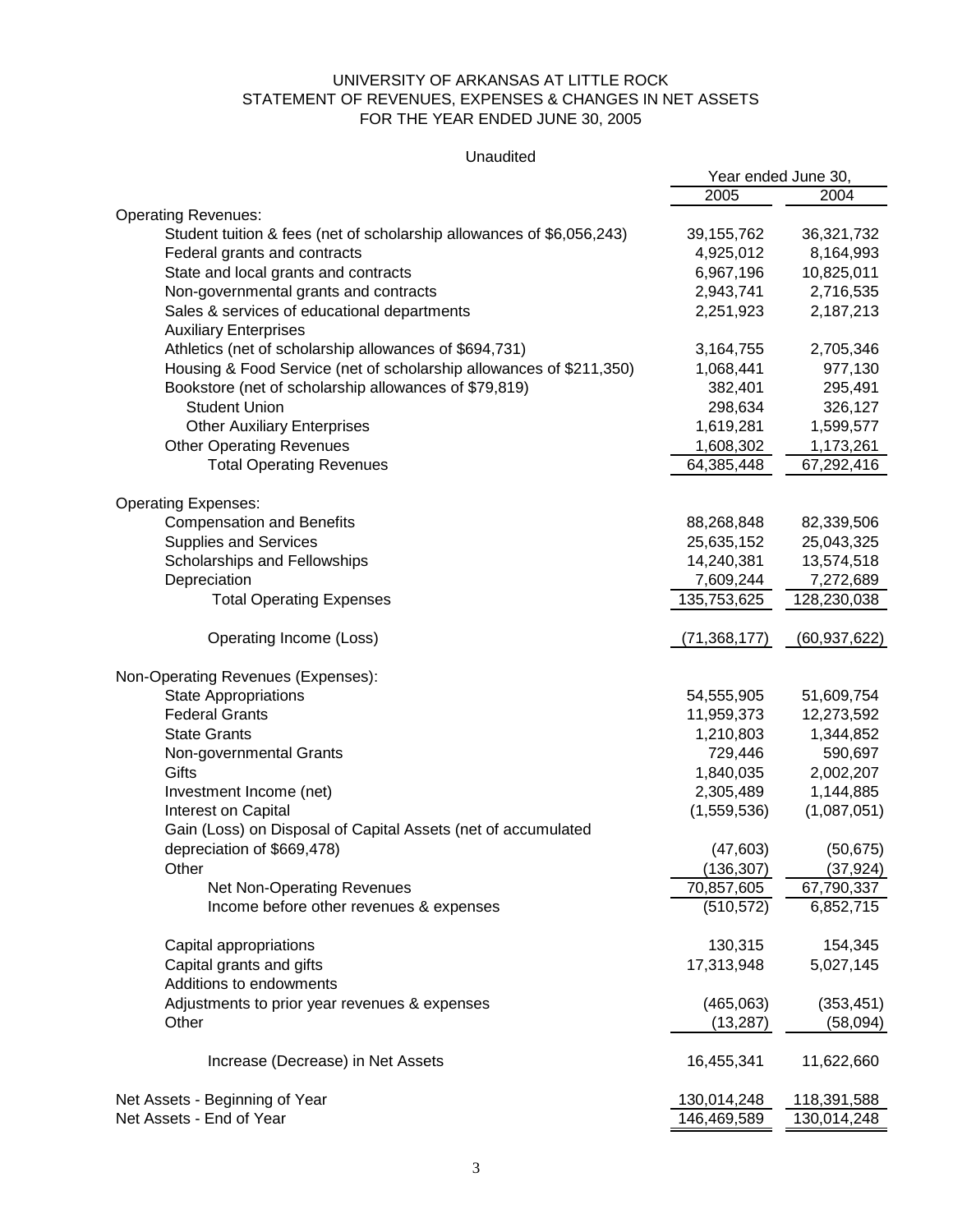# UNIVERSITY OF ARKANSAS AT LITTLE ROCK
## STATEMENT OF REVENUES, EXPENSES & CHANGES IN NET ASSETS
## FOR THE YEAR ENDED JUNE 30, 2005

Unaudited

| | Year ended June 30, | |
|---|---|---|
| | 2005 | 2004 |
| **Operating Revenues:** | | |
| Student tuition & fees (net of scholarship allowances of $6,056,243) | 39,155,762 | 36,321,732 |
| Federal grants and contracts | 4,925,012 | 8,164,993 |
| State and local grants and contracts | 6,967,196 | 10,825,011 |
| Non-governmental grants and contracts | 2,943,741 | 2,716,535 |
| Sales & services of educational departments | 2,251,923 | 2,187,213 |
| Auxiliary Enterprises | | |
| Athletics (net of scholarship allowances of $694,731) | 3,164,755 | 2,705,346 |
| Housing & Food Service (net of scholarship allowances of $211,350) | 1,068,441 | 977,130 |
| Bookstore (net of scholarship allowances of $79,819) | 382,401 | 295,491 |
| Student Union | 298,634 | 326,127 |
| Other Auxiliary Enterprises | 1,619,281 | 1,599,577 |
| Other Operating Revenues | 1,608,302 | 1,173,261 |
| Total Operating Revenues | 64,385,448 | 67,292,416 |
| **Operating Expenses:** | | |
| Compensation and Benefits | 88,268,848 | 82,339,506 |
| Supplies and Services | 25,635,152 | 25,043,325 |
| Scholarships and Fellowships | 14,240,381 | 13,574,518 |
| Depreciation | 7,609,244 | 7,272,689 |
| Total Operating Expenses | 135,753,625 | 128,230,038 |
| Operating Income (Loss) | (71,368,177) | (60,937,622) |
| **Non-Operating Revenues (Expenses):** | | |
| State Appropriations | 54,555,905 | 51,609,754 |
| Federal Grants | 11,959,373 | 12,273,592 |
| State Grants | 1,210,803 | 1,344,852 |
| Non-governmental Grants | 729,446 | 590,697 |
| Gifts | 1,840,035 | 2,002,207 |
| Investment Income (net) | 2,305,489 | 1,144,885 |
| Interest on Capital | (1,559,536) | (1,087,051) |
| Gain (Loss) on Disposal of Capital Assets (net of accumulated depreciation of $669,478) | (47,603) | (50,675) |
| Other | (136,307) | (37,924) |
| Net Non-Operating Revenues | 70,857,605 | 67,790,337 |
| Income before other revenues & expenses | (510,572) | 6,852,715 |
| Capital appropriations | 130,315 | 154,345 |
| Capital grants and gifts | 17,313,948 | 5,027,145 |
| Additions to endowments | | |
| Adjustments to prior year revenues & expenses | (465,063) | (353,451) |
| Other | (13,287) | (58,094) |
| Increase (Decrease) in Net Assets | 16,455,341 | 11,622,660 |
| Net Assets - Beginning of Year | 130,014,248 | 118,391,588 |
| Net Assets - End of Year | 146,469,589 | 130,014,248 |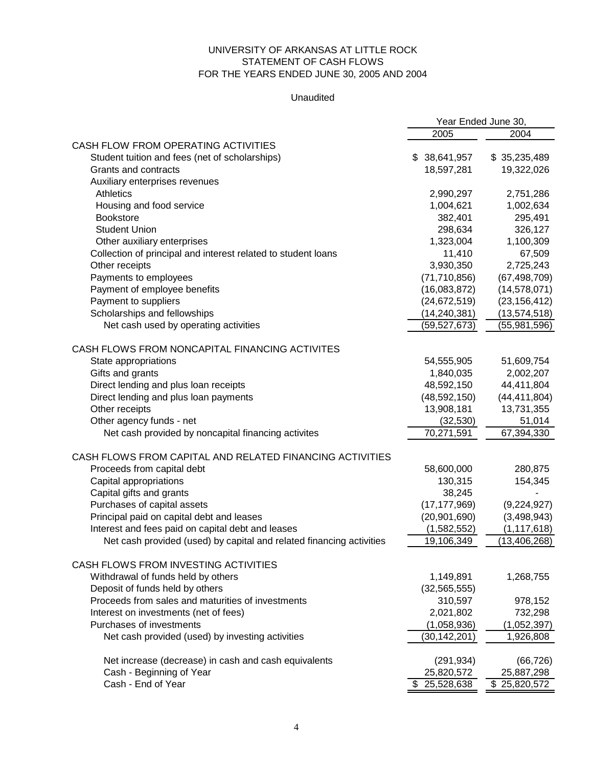# UNIVERSITY OF ARKANSAS AT LITTLE ROCK
## STATEMENT OF CASH FLOWS
## FOR THE YEARS ENDED JUNE 30, 2005 AND 2004

Unaudited

| | Year Ended June 30, | |
|---|---|---|
| | 2005 | 2004 |
| CASH FLOW FROM OPERATING ACTIVITIES | | |
| Student tuition and fees (net of scholarships) | $ 38,641,957 | $ 35,235,489 |
| Grants and contracts | 18,597,281 | 19,322,026 |
| Auxiliary enterprises revenues | | |
| Athletics | 2,990,297 | 2,751,286 |
| Housing and food service | 1,004,621 | 1,002,634 |
| Bookstore | 382,401 | 295,491 |
| Student Union | 298,634 | 326,127 |
| Other auxiliary enterprises | 1,323,004 | 1,100,309 |
| Collection of principal and interest related to student loans | 11,410 | 67,509 |
| Other receipts | 3,930,350 | 2,725,243 |
| Payments to employees | (71,710,856) | (67,498,709) |
| Payment of employee benefits | (16,083,872) | (14,578,071) |
| Payment to suppliers | (24,672,519) | (23,156,412) |
| Scholarships and fellowships | (14,240,381) | (13,574,518) |
| Net cash used by operating activities | (59,527,673) | (55,981,596) |
| CASH FLOWS FROM NONCAPITAL FINANCING ACTIVITES | | |
| State appropriations | 54,555,905 | 51,609,754 |
| Gifts and grants | 1,840,035 | 2,002,207 |
| Direct lending and plus loan receipts | 48,592,150 | 44,411,804 |
| Direct lending and plus loan payments | (48,592,150) | (44,411,804) |
| Other receipts | 13,908,181 | 13,731,355 |
| Other agency funds - net | (32,530) | 51,014 |
| Net cash provided by noncapital financing activites | 70,271,591 | 67,394,330 |
| CASH FLOWS FROM CAPITAL AND RELATED FINANCING ACTIVITIES | | |
| Proceeds from capital debt | 58,600,000 | 280,875 |
| Capital appropriations | 130,315 | 154,345 |
| Capital gifts and grants | 38,245 | - |
| Purchases of capital assets | (17,177,969) | (9,224,927) |
| Principal paid on capital debt and leases | (20,901,690) | (3,498,943) |
| Interest and fees paid on capital debt and leases | (1,582,552) | (1,117,618) |
| Net cash provided (used) by capital and related financing activities | 19,106,349 | (13,406,268) |
| CASH FLOWS FROM INVESTING ACTIVITIES | | |
| Withdrawal of funds held by others | 1,149,891 | 1,268,755 |
| Deposit of funds held by others | (32,565,555) | |
| Proceeds from sales and maturities of investments | 310,597 | 978,152 |
| Interest on investments (net of fees) | 2,021,802 | 732,298 |
| Purchases of investments | (1,058,936) | (1,052,397) |
| Net cash provided (used) by investing activities | (30,142,201) | 1,926,808 |
| Net increase (decrease) in cash and cash equivalents | (291,934) | (66,726) |
| Cash - Beginning of Year | 25,820,572 | 25,887,298 |
| Cash - End of Year | $ 25,528,638 | $ 25,820,572 |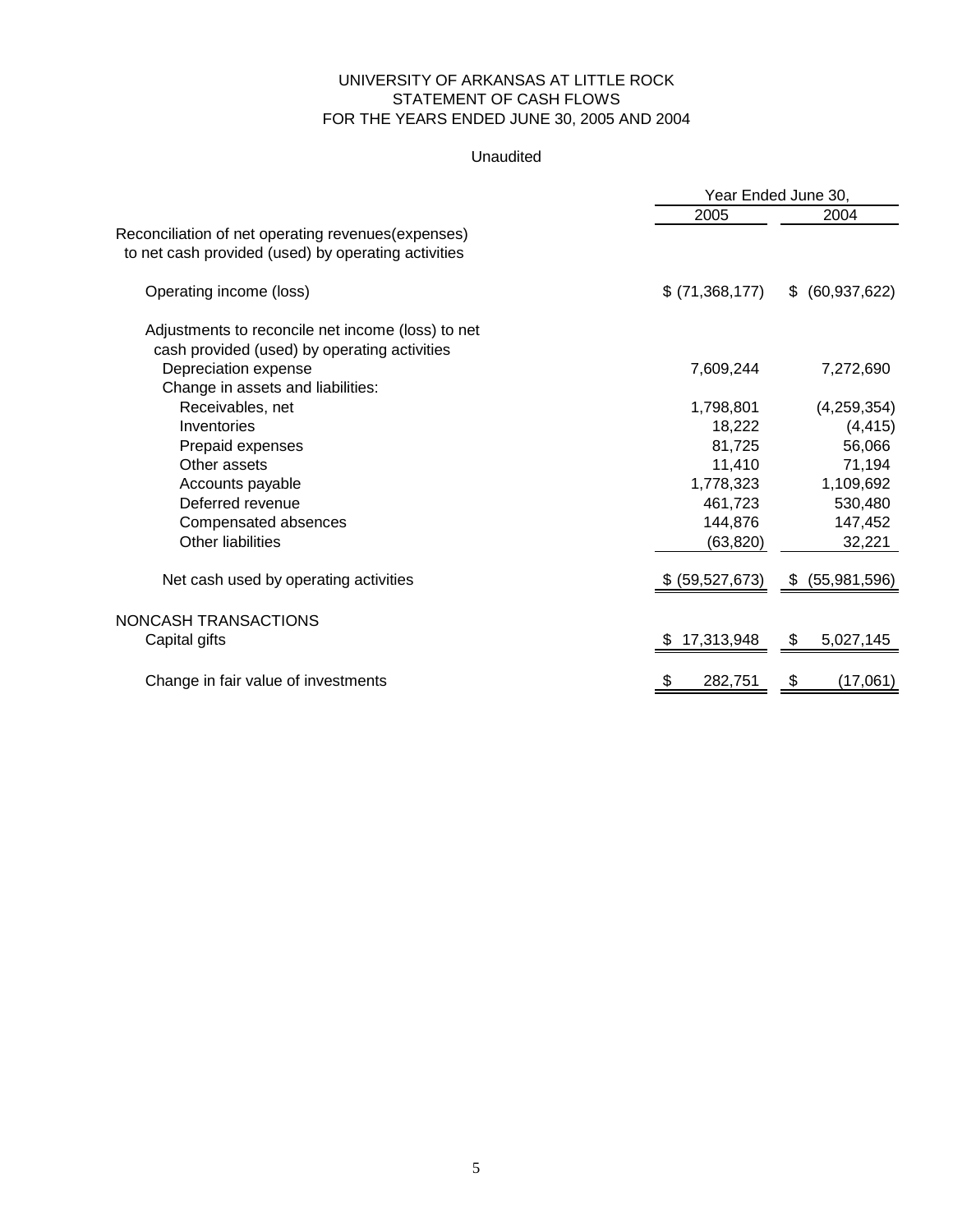# UNIVERSITY OF ARKANSAS AT LITTLE ROCK
## STATEMENT OF CASH FLOWS
## FOR THE YEARS ENDED JUNE 30, 2005 AND 2004

Unaudited

| | Year Ended June 30, 2005 | 2004 |
|---|---|---|
| Reconciliation of net operating revenues(expenses) to net cash provided (used) by operating activities | | |
| Operating income (loss) | $ (71,368,177) | $ (60,937,622) |
| Adjustments to reconcile net income (loss) to net cash provided (used) by operating activities | | |
| Depreciation expense | 7,609,244 | 7,272,690 |
| Change in assets and liabilities: | | |
| Receivables, net | 1,798,801 | (4,259,354) |
| Inventories | 18,222 | (4,415) |
| Prepaid expenses | 81,725 | 56,066 |
| Other assets | 11,410 | 71,194 |
| Accounts payable | 1,778,323 | 1,109,692 |
| Deferred revenue | 461,723 | 530,480 |
| Compensated absences | 144,876 | 147,452 |
| Other liabilities | (63,820) | 32,221 |
| Net cash used by operating activities | $ (59,527,673) | $ (55,981,596) |
| NONCASH TRANSACTIONS | | |
| Capital gifts | $ 17,313,948 | $ 5,027,145 |
| Change in fair value of investments | $ 282,751 | $ (17,061) |